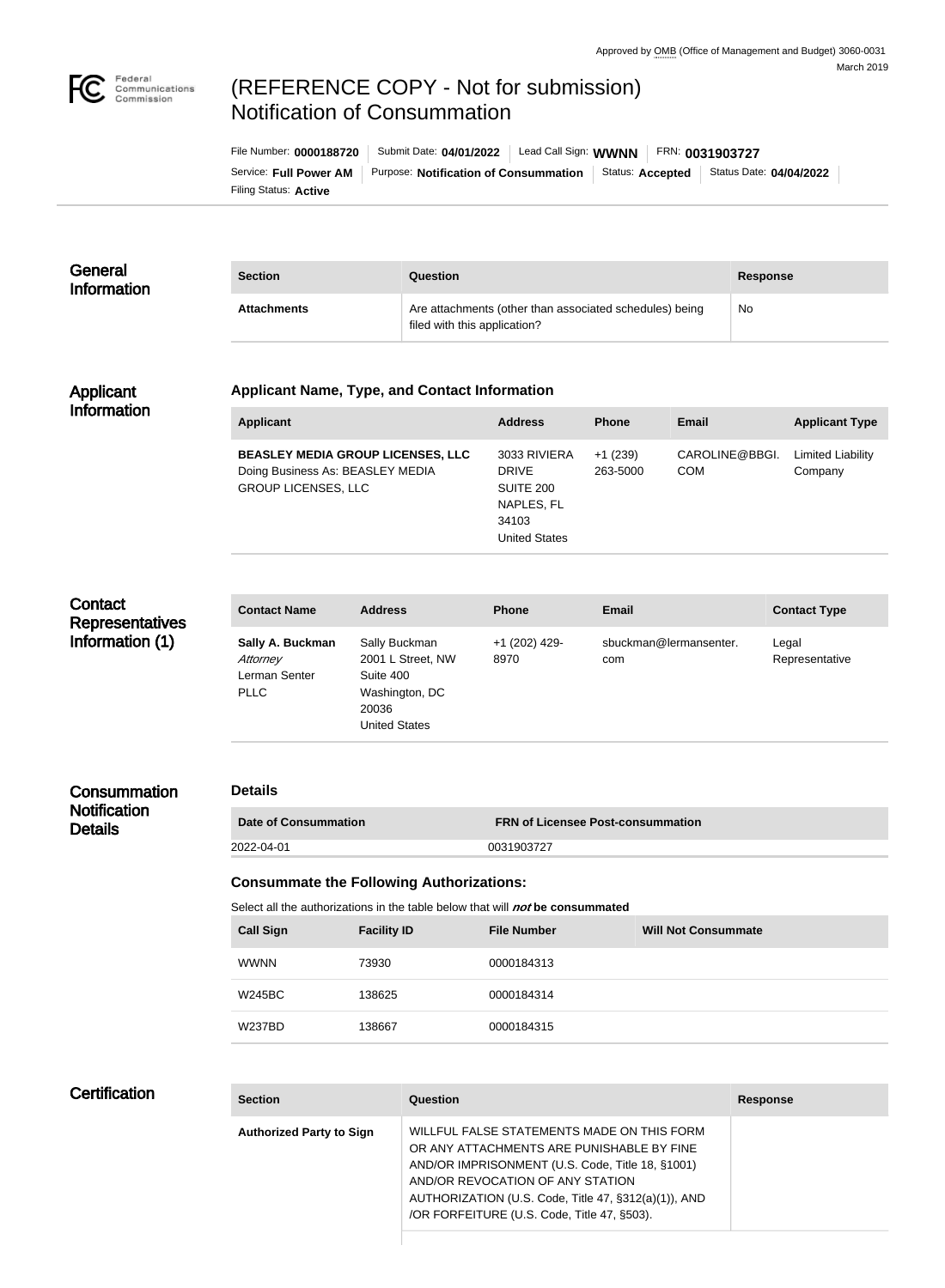Approved by OMB (Office of Management and Budget) 3060-0031
March 2019

Federal Communications Commission

# (REFERENCE COPY - Not for submission) Notification of Consummation

File Number: **0000188720** | Submit Date: **04/01/2022** | Lead Call Sign: **WWNN** | FRN: **0031903727**
Service: **Full Power AM** | Purpose: **Notification of Consummation** | Status: **Accepted** | Status Date: **04/04/2022**
Filing Status: **Active**

## General Information

| Section | Question | Response |
| --- | --- | --- |
| **Attachments** | Are attachments (other than associated schedules) being filed with this application? | No |

## Applicant Information

### Applicant Name, Type, and Contact Information

| Applicant | Address | Phone | Email | Applicant Type |
| --- | --- | --- | --- | --- |
| **BEASLEY MEDIA GROUP LICENSES, LLC** Doing Business As: BEASLEY MEDIA GROUP LICENSES, LLC | 3033 RIVIERA DRIVE SUITE 200 NAPLES, FL 34103 United States | +1 (239) 263-5000 | CAROLINE@BBGI.COM | Limited Liability Company |

## Contact Representatives Information (1)

| Contact Name | Address | Phone | Email | Contact Type |
| --- | --- | --- | --- | --- |
| **Sally A. Buckman** *Attorney* Lerman Senter PLLC | Sally Buckman 2001 L Street, NW Suite 400 Washington, DC 20036 United States | +1 (202) 429-8970 | sbuckman@lermansenter.com | Legal Representative |

## Consummation Notification Details

### Details

| Date of Consummation | FRN of Licensee Post-consummation |
| --- | --- |
| 2022-04-01 | 0031903727 |

### Consummate the Following Authorizations:

Select all the authorizations in the table below that will ***not*** **be consummated**

| Call Sign | Facility ID | File Number | Will Not Consummate |
| --- | --- | --- | --- |
| WWNN | 73930 | 0000184313 | |
| W245BC | 138625 | 0000184314 | |
| W237BD | 138667 | 0000184315 | |

## Certification

| Section | Question | Response |
| --- | --- | --- |
| **Authorized Party to Sign** | WILLFUL FALSE STATEMENTS MADE ON THIS FORM OR ANY ATTACHMENTS ARE PUNISHABLE BY FINE AND/OR IMPRISONMENT (U.S. Code, Title 18, §1001) AND/OR REVOCATION OF ANY STATION AUTHORIZATION (U.S. Code, Title 47, §312(a)(1)), AND /OR FORFEITURE (U.S. Code, Title 47, §503). | |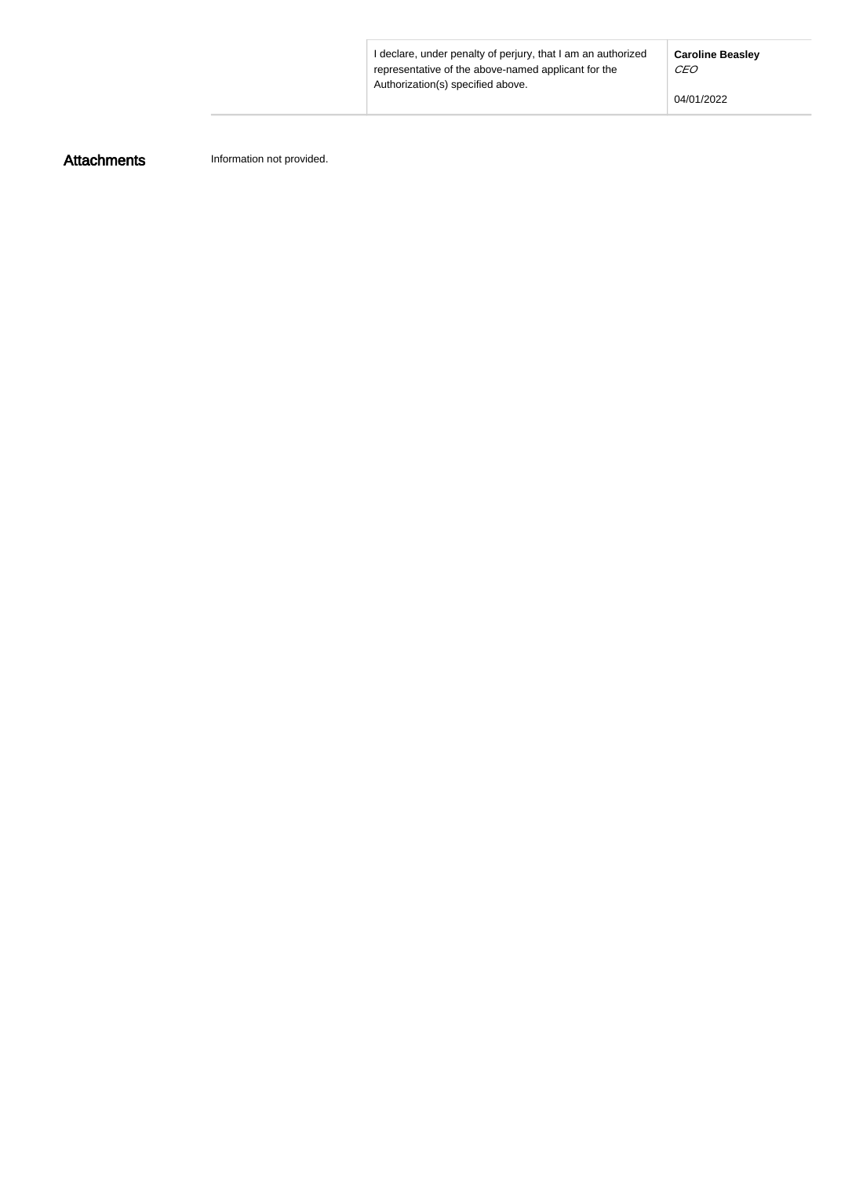| | | |
|---|---|---|
| | I declare, under penalty of perjury, that I am an authorized representative of the above-named applicant for the Authorization(s) specified above. | **Caroline Beasley**<br>*CEO*<br><br>04/01/2022 |

## Attachments

Information not provided.